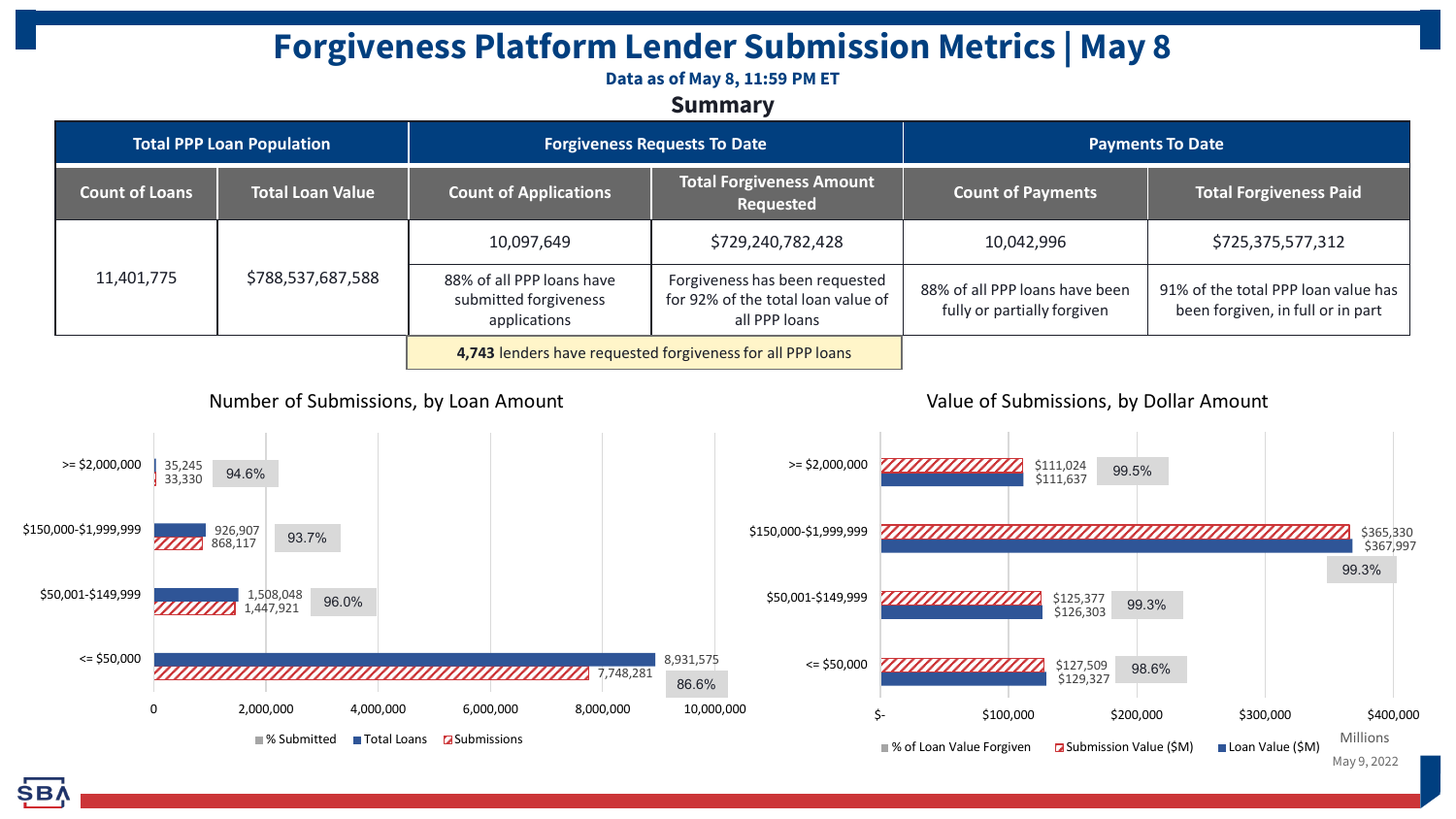# Forgiveness Platform Lender Submission Metrics | May 8

**Data as of May 8, 11:59 PM ET**

## Summary

| Total PPP Loan Population | | Forgiveness Requests To Date | | Payments To Date | |
|---|---|---|---|---|---|
| **Count of Loans** | **Total Loan Value** | **Count of Applications** | **Total Forgiveness Amount Requested** | **Count of Payments** | **Total Forgiveness Paid** |
| 11,401,775 | $788,537,687,588 | 10,097,649 | $729,240,782,428 | 10,042,996 | $725,375,577,312 |
| | | 88% of all PPP loans have submitted forgiveness applications | Forgiveness has been requested for 92% of the total loan value of all PPP loans | 88% of all PPP loans have been fully or partially forgiven | 91% of the total PPP loan value has been forgiven, in full or in part |

**4,743** lenders have requested forgiveness for all PPP loans

### Number of Submissions, by Loan Amount

| Loan Amount | Total Loans | Submissions | % Submitted |
|---|---|---|---|
| >= $2,000,000 | 35,245 | 33,330 | 94.6% |
| $150,000-$1,999,999 | 926,907 | 868,117 | 93.7% |
| $50,001-$149,999 | 1,508,048 | 1,447,921 | 96.0% |
| <= $50,000 | 8,931,575 | 7,748,281 | 86.6% |

### Value of Submissions, by Dollar Amount

| Loan Amount | Submission Value ($M) | Loan Value ($M) | % of Loan Value Forgiven |
|---|---|---|---|
| >= $2,000,000 | $111,024 | $111,637 | 99.5% |
| $150,000-$1,999,999 | $365,330 | $367,997 | 99.3% |
| $50,001-$149,999 | $125,377 | $126,303 | 99.3% |
| <= $50,000 | $127,509 | $129,327 | 98.6% |

May 9, 2022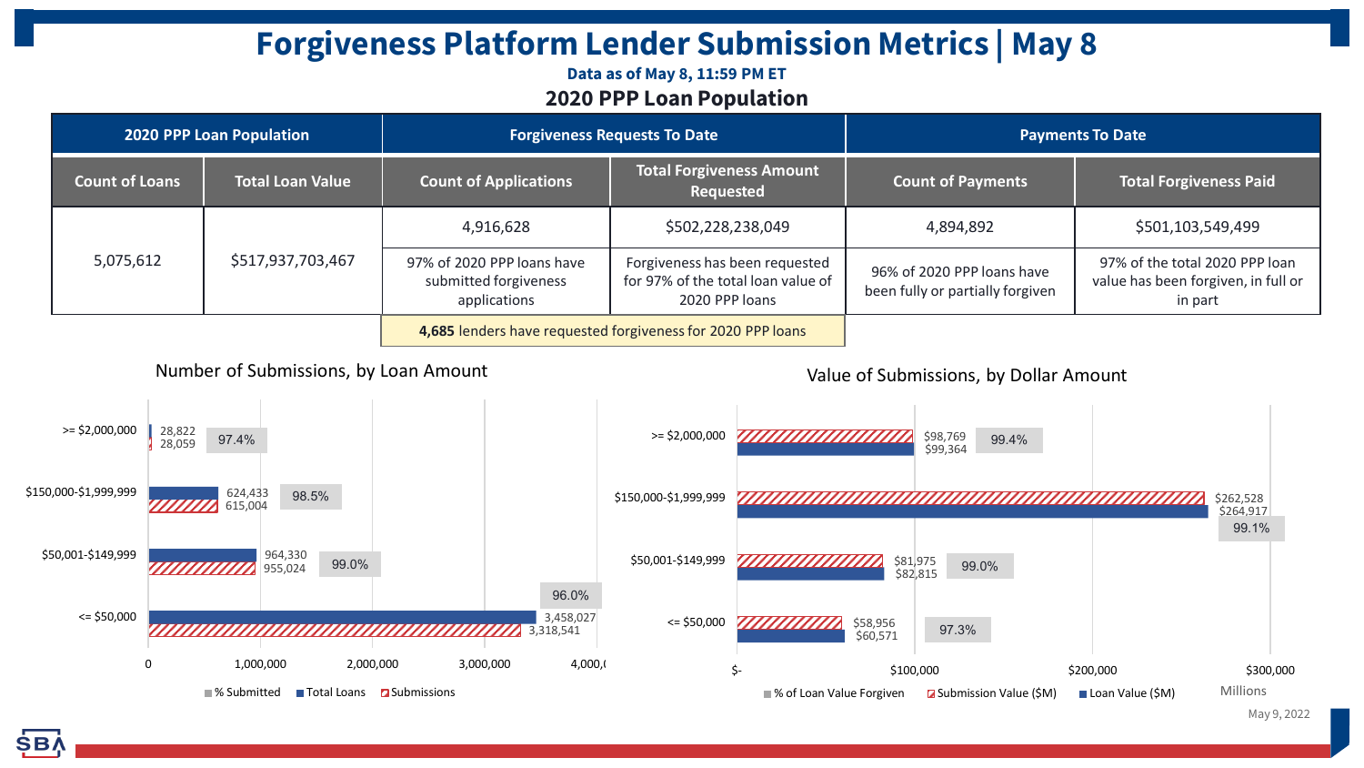# Forgiveness Platform Lender Submission Metrics | May 8

**Data as of May 8, 11:59 PM ET**

## 2020 PPP Loan Population

| 2020 PPP Loan Population | | Forgiveness Requests To Date | | Payments To Date | |
|---|---|---|---|---|---|
| Count of Loans | Total Loan Value | Count of Applications | Total Forgiveness Amount Requested | Count of Payments | Total Forgiveness Paid |
| 5,075,612 | $517,937,703,467 | 4,916,628 | $502,228,238,049 | 4,894,892 | $501,103,549,499 |
| | | 97% of 2020 PPP loans have submitted forgiveness applications | Forgiveness has been requested for 97% of the total loan value of 2020 PPP loans | 96% of 2020 PPP loans have been fully or partially forgiven | 97% of the total 2020 PPP loan value has been forgiven, in full or in part |

**4,685** lenders have requested forgiveness for 2020 PPP loans

### Number of Submissions, by Loan Amount

| Loan Amount | Total Loans | Submissions | % Submitted |
|---|---|---|---|
| >= $2,000,000 | 28,822 | 28,059 | 97.4% |
| $150,000-$1,999,999 | 624,433 | 615,004 | 98.5% |
| $50,001-$149,999 | 964,330 | 955,024 | 99.0% |
| <= $50,000 | 3,458,027 | 3,318,541 | 96.0% |

### Value of Submissions, by Dollar Amount

| Loan Amount | Submission Value ($M) | Loan Value ($M) | % of Loan Value Forgiven |
|---|---|---|---|
| >= $2,000,000 | $98,769 | $99,364 | 99.4% |
| $150,000-$1,999,999 | $262,528 | $264,917 | 99.1% |
| $50,001-$149,999 | $81,975 | $82,815 | 99.0% |
| <= $50,000 | $58,956 | $60,571 | 97.3% |

May 9, 2022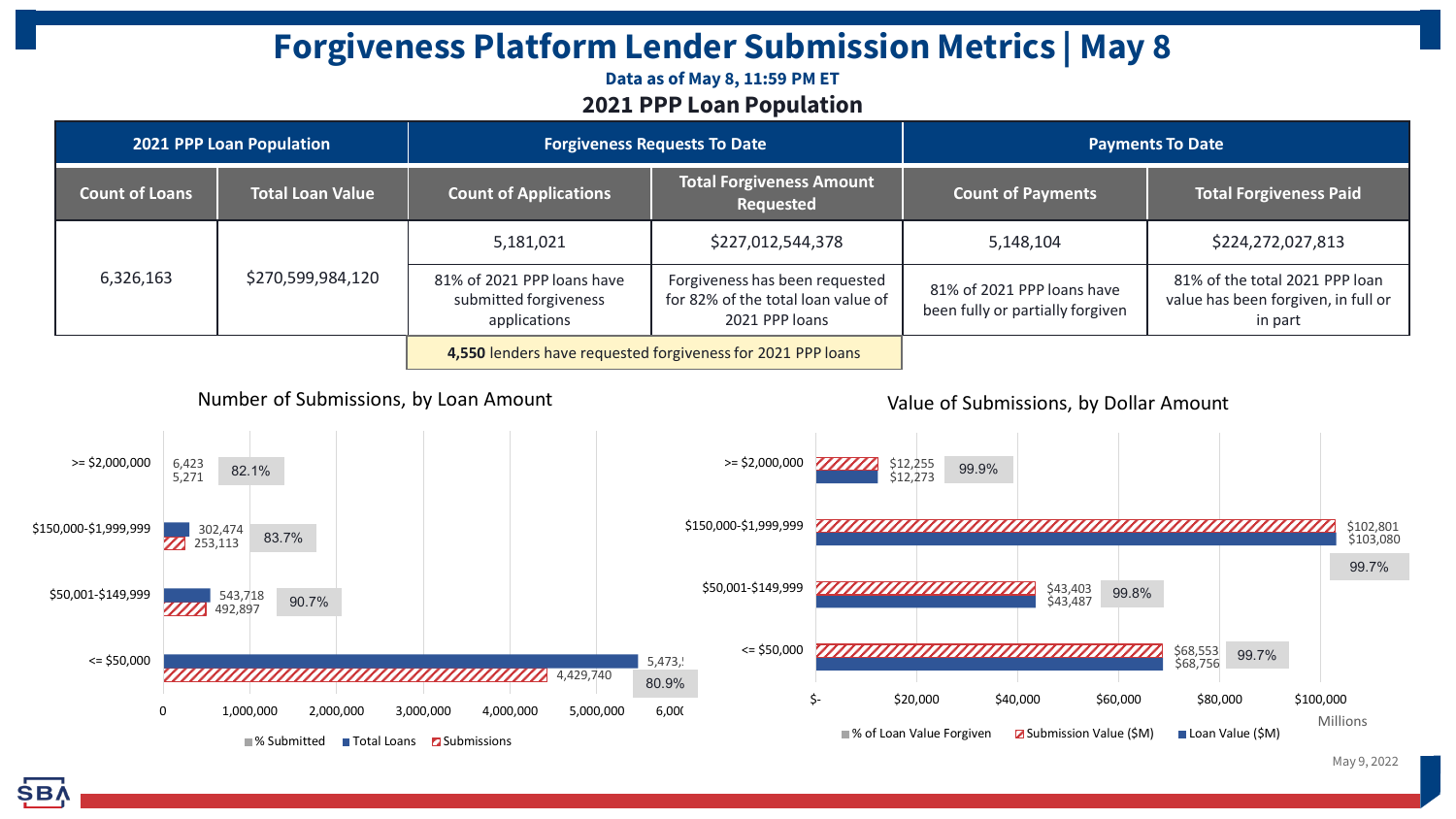# Forgiveness Platform Lender Submission Metrics | May 8

**Data as of May 8, 11:59 PM ET**

## 2021 PPP Loan Population

| 2021 PPP Loan Population | | Forgiveness Requests To Date | | Payments To Date | |
|---|---|---|---|---|---|
| Count of Loans | Total Loan Value | Count of Applications | Total Forgiveness Amount Requested | Count of Payments | Total Forgiveness Paid |
| 6,326,163 | $270,599,984,120 | 5,181,021 | $227,012,544,378 | 5,148,104 | $224,272,027,813 |
| | | 81% of 2021 PPP loans have submitted forgiveness applications | Forgiveness has been requested for 82% of the total loan value of 2021 PPP loans | 81% of 2021 PPP loans have been fully or partially forgiven | 81% of the total 2021 PPP loan value has been forgiven, in full or in part |
| | | **4,550** lenders have requested forgiveness for 2021 PPP loans | | | |

Number of Submissions, by Loan Amount

>= $2,000,000: 6,423 / 5,271 — 82.1%
$150,000-$1,999,999: 302,474 / 253,113 — 83.7%
$50,001-$149,999: 543,718 / 492,897 — 90.7%
<= $50,000: 5,473,! / 4,429,740 — 80.9%

0, 1,000,000, 2,000,000, 3,000,000, 4,000,000, 5,000,000, 6,00(

% Submitted, Total Loans, Submissions

Value of Submissions, by Dollar Amount

>= $2,000,000: $12,255 / $12,273 — 99.9%
$150,000-$1,999,999: $102,801 / $103,080 — 99.7%
$50,001-$149,999: $43,403 / $43,487 — 99.8%
<= $50,000: $68,553 / $68,756 — 99.7%

$-, $20,000, $40,000, $60,000, $80,000, $100,000
Millions

% of Loan Value Forgiven, Submission Value ($M), Loan Value ($M)

May 9, 2022